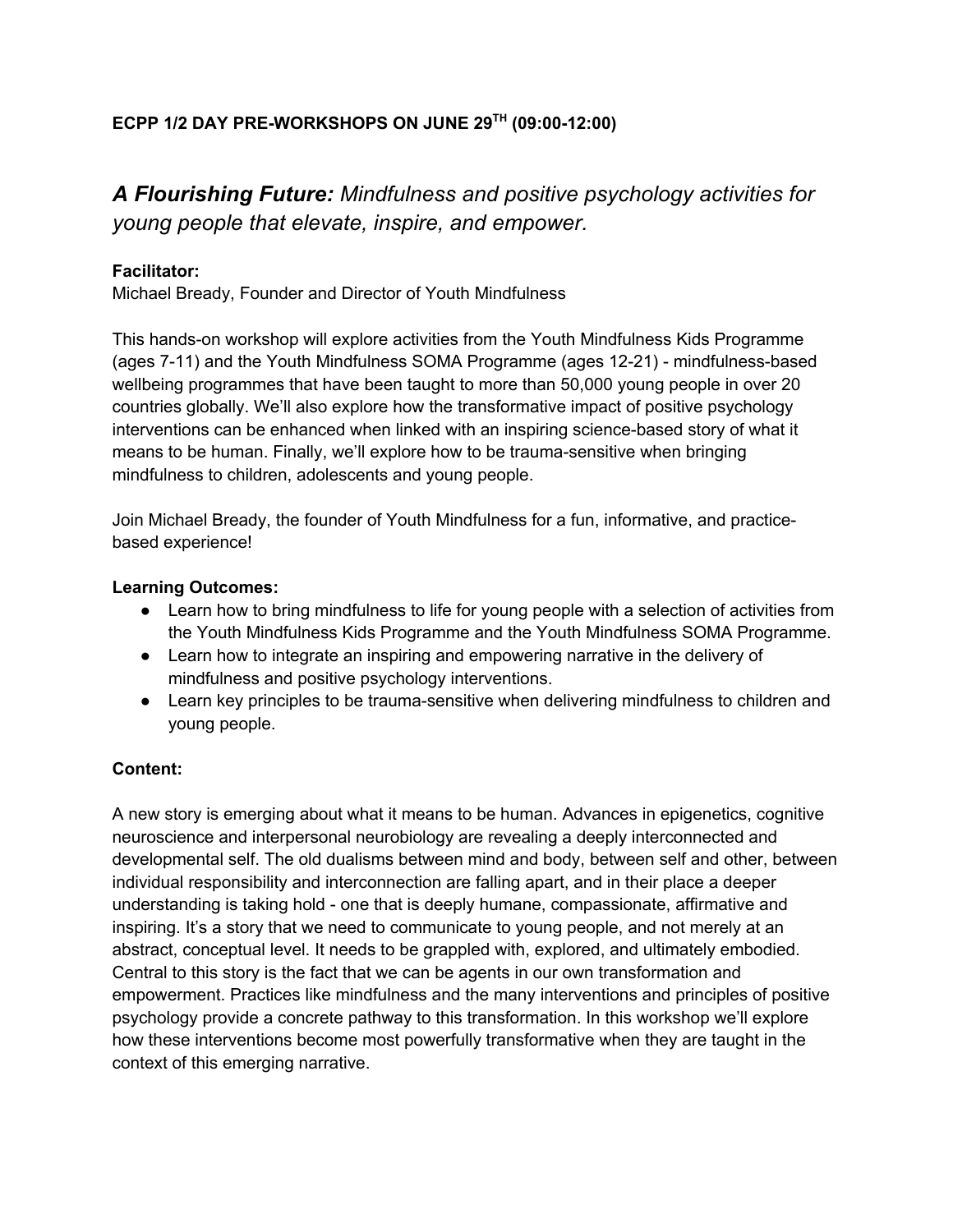**ECPP 1/2 DAY PRE-WORKSHOPS ON JUNE 29TH (09:00-12:00)**

## ***A Flourishing Future:*** *Mindfulness and positive psychology activities for young people that elevate, inspire, and empower.*

**Facilitator:**
Michael Bready, Founder and Director of Youth Mindfulness

This hands-on workshop will explore activities from the Youth Mindfulness Kids Programme (ages 7-11) and the Youth Mindfulness SOMA Programme (ages 12-21) - mindfulness-based wellbeing programmes that have been taught to more than 50,000 young people in over 20 countries globally. We'll also explore how the transformative impact of positive psychology interventions can be enhanced when linked with an inspiring science-based story of what it means to be human. Finally, we'll explore how to be trauma-sensitive when bringing mindfulness to children, adolescents and young people.

Join Michael Bready, the founder of Youth Mindfulness for a fun, informative, and practice-based experience!

**Learning Outcomes:**

- Learn how to bring mindfulness to life for young people with a selection of activities from the Youth Mindfulness Kids Programme and the Youth Mindfulness SOMA Programme.
- Learn how to integrate an inspiring and empowering narrative in the delivery of mindfulness and positive psychology interventions.
- Learn key principles to be trauma-sensitive when delivering mindfulness to children and young people.

**Content:**

A new story is emerging about what it means to be human. Advances in epigenetics, cognitive neuroscience and interpersonal neurobiology are revealing a deeply interconnected and developmental self. The old dualisms between mind and body, between self and other, between individual responsibility and interconnection are falling apart, and in their place a deeper understanding is taking hold - one that is deeply humane, compassionate, affirmative and inspiring. It's a story that we need to communicate to young people, and not merely at an abstract, conceptual level. It needs to be grappled with, explored, and ultimately embodied. Central to this story is the fact that we can be agents in our own transformation and empowerment. Practices like mindfulness and the many interventions and principles of positive psychology provide a concrete pathway to this transformation. In this workshop we'll explore how these interventions become most powerfully transformative when they are taught in the context of this emerging narrative.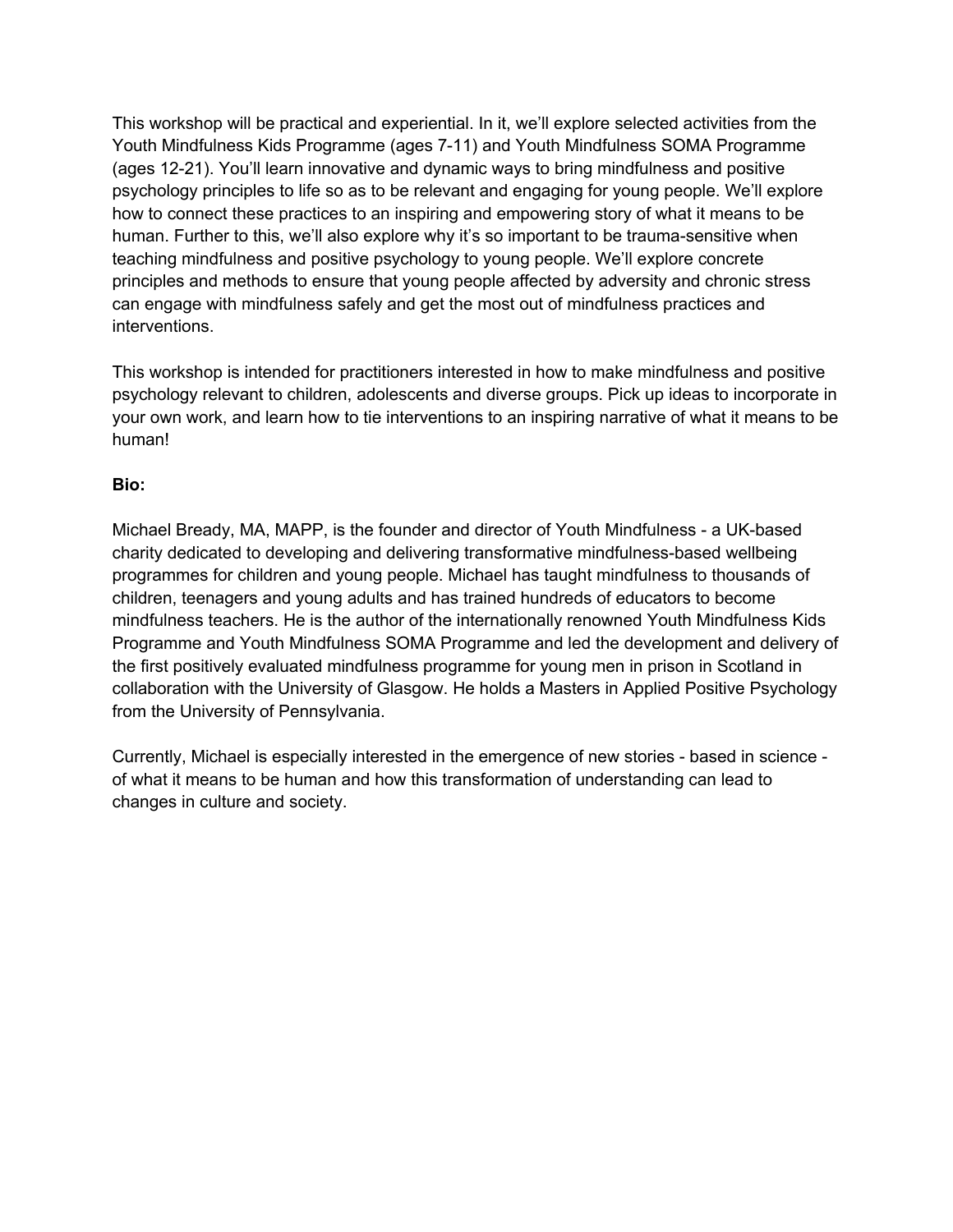This workshop will be practical and experiential. In it, we'll explore selected activities from the Youth Mindfulness Kids Programme (ages 7-11) and Youth Mindfulness SOMA Programme (ages 12-21). You'll learn innovative and dynamic ways to bring mindfulness and positive psychology principles to life so as to be relevant and engaging for young people. We'll explore how to connect these practices to an inspiring and empowering story of what it means to be human. Further to this, we'll also explore why it's so important to be trauma-sensitive when teaching mindfulness and positive psychology to young people. We'll explore concrete principles and methods to ensure that young people affected by adversity and chronic stress can engage with mindfulness safely and get the most out of mindfulness practices and interventions.

This workshop is intended for practitioners interested in how to make mindfulness and positive psychology relevant to children, adolescents and diverse groups. Pick up ideas to incorporate in your own work, and learn how to tie interventions to an inspiring narrative of what it means to be human!

**Bio:**

Michael Bready, MA, MAPP, is the founder and director of Youth Mindfulness - a UK-based charity dedicated to developing and delivering transformative mindfulness-based wellbeing programmes for children and young people. Michael has taught mindfulness to thousands of children, teenagers and young adults and has trained hundreds of educators to become mindfulness teachers. He is the author of the internationally renowned Youth Mindfulness Kids Programme and Youth Mindfulness SOMA Programme and led the development and delivery of the first positively evaluated mindfulness programme for young men in prison in Scotland in collaboration with the University of Glasgow. He holds a Masters in Applied Positive Psychology from the University of Pennsylvania.

Currently, Michael is especially interested in the emergence of new stories - based in science - of what it means to be human and how this transformation of understanding can lead to changes in culture and society.